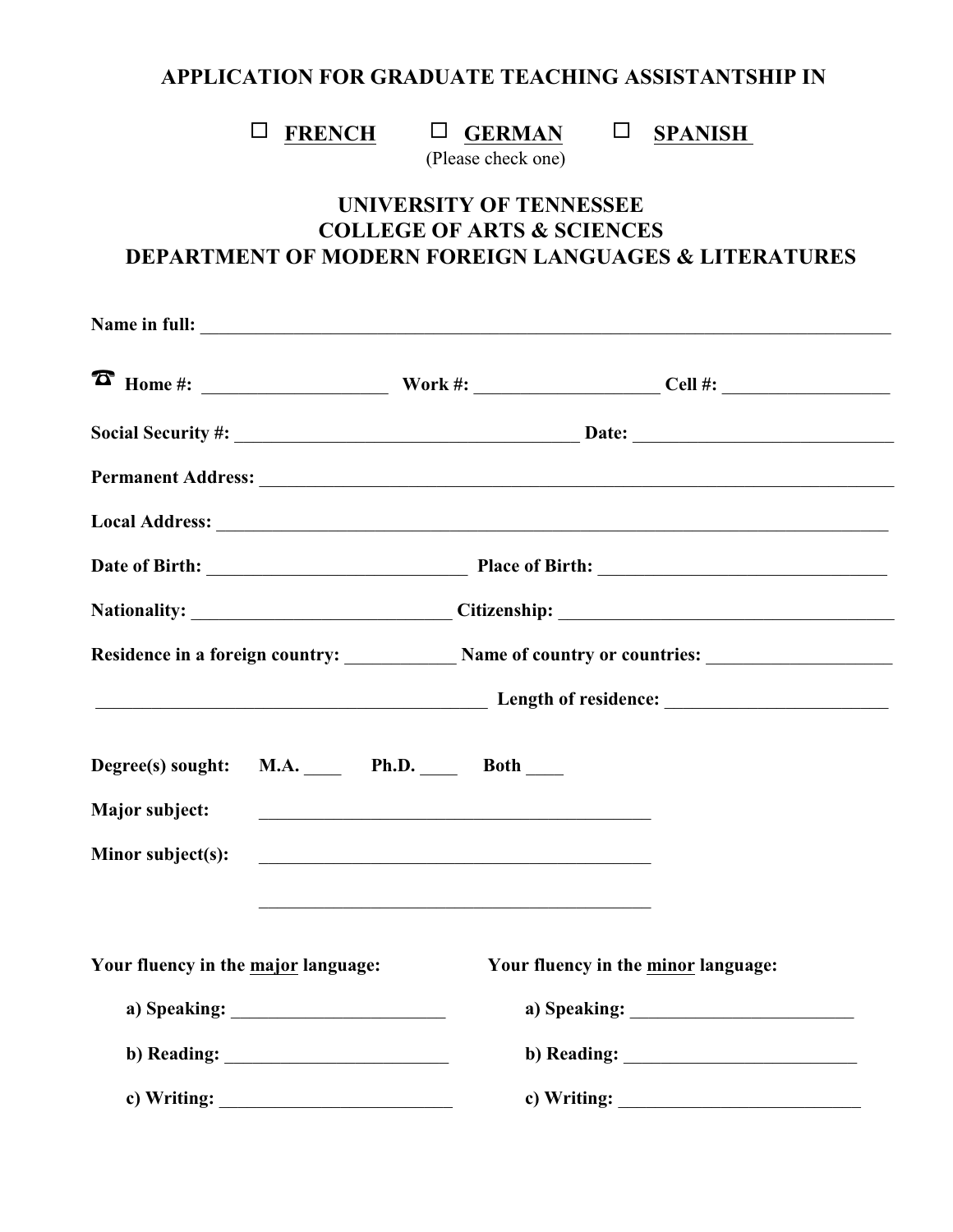# APPLICATION FOR GRADUATE TEACHING ASSISTANTSHIP IN

☐ **FRENCH** ☐ **GERMAN** ☐ **SPANISH**

(Please check one)

## UNIVERSITY OF TENNESSEE
## COLLEGE OF ARTS & SCIENCES
## DEPARTMENT OF MODERN FOREIGN LANGUAGES & LITERATURES

**Name in full:** ______________________________________________________________

☎ **Home #:** ____________________ **Work #:** ____________________ **Cell #:** __________________

**Social Security #:** _____________________________________ **Date:** ___________________________

**Permanent Address:** ______________________________________________________________

**Local Address:** _________________________________________________________________

**Date of Birth:** ____________________________ **Place of Birth:** ______________________________

**Nationality:** ___________________________ **Citizenship:** ____________________________________

**Residence in a foreign country:** ____________ **Name of country or countries:** ___________________

_________________________________________ **Length of residence:** ________________________

**Degree(s) sought:** **M.A.** ____ **Ph.D.** ____ **Both** ____

**Major subject:** __________________________________________

**Minor subject(s):** __________________________________________

__________________________________________

**Your fluency in the major language:**

a) **Speaking:** _______________________

b) **Reading:** ________________________

c) **Writing:** _________________________

**Your fluency in the minor language:**

a) **Speaking:** ________________________

b) **Reading:** _________________________

c) **Writing:** __________________________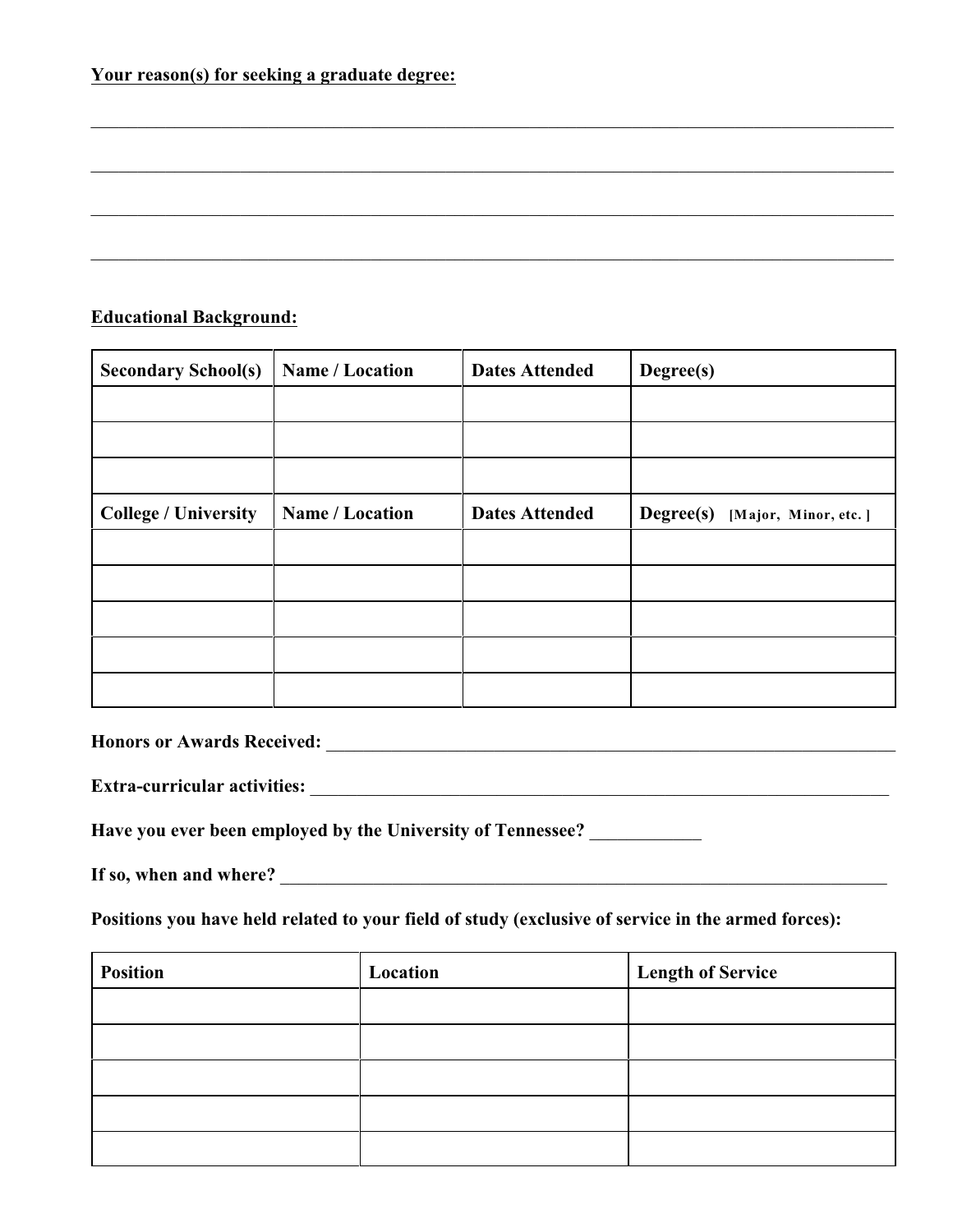**Your reason(s) for seeking a graduate degree:**

_______________________________________________________________________________

_______________________________________________________________________________

_______________________________________________________________________________

_______________________________________________________________________________

**Educational Background:**

| Secondary School(s) | Name / Location | Dates Attended | Degree(s) |
|---|---|---|---|
| | | | |
| | | | |
| | | | |
| **College / University** | **Name / Location** | **Dates Attended** | **Degree(s)** [Major, Minor, etc. ] |
| | | | |
| | | | |
| | | | |
| | | | |
| | | | |

**Honors or Awards Received:** _______________________________________________

**Extra-curricular activities:** _______________________________________________

**Have you ever been employed by the University of Tennessee?** ____________

**If so, when and where?** _______________________________________________

**Positions you have held related to your field of study (exclusive of service in the armed forces):**

| Position | Location | Length of Service |
|---|---|---|
| | | |
| | | |
| | | |
| | | |
| | | |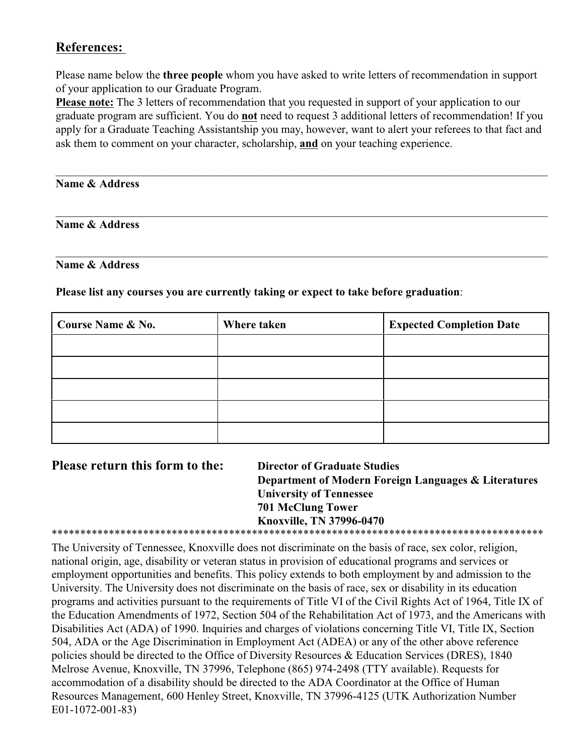## References:

Please name below the **three people** whom you have asked to write letters of recommendation in support of your application to our Graduate Program.

**Please note:** The 3 letters of recommendation that you requested in support of your application to our graduate program are sufficient. You do **not** need to request 3 additional letters of recommendation! If you apply for a Graduate Teaching Assistantship you may, however, want to alert your referees to that fact and ask them to comment on your character, scholarship, **and** on your teaching experience.

---

**Name & Address**

---

**Name & Address**

---

**Name & Address**

**Please list any courses you are currently taking or expect to take before graduation**:

| Course Name & No. | Where taken | Expected Completion Date |
|---|---|---|
| | | |
| | | |
| | | |
| | | |
| | | |

**Please return this form to the:**

**Director of Graduate Studies**
**Department of Modern Foreign Languages & Literatures**
**University of Tennessee**
**701 McClung Tower**
**Knoxville, TN 37996-0470**

****************************************************************************************

The University of Tennessee, Knoxville does not discriminate on the basis of race, sex color, religion, national origin, age, disability or veteran status in provision of educational programs and services or employment opportunities and benefits. This policy extends to both employment by and admission to the University. The University does not discriminate on the basis of race, sex or disability in its education programs and activities pursuant to the requirements of Title VI of the Civil Rights Act of 1964, Title IX of the Education Amendments of 1972, Section 504 of the Rehabilitation Act of 1973, and the Americans with Disabilities Act (ADA) of 1990. Inquiries and charges of violations concerning Title VI, Title IX, Section 504, ADA or the Age Discrimination in Employment Act (ADEA) or any of the other above reference policies should be directed to the Office of Diversity Resources & Education Services (DRES), 1840 Melrose Avenue, Knoxville, TN 37996, Telephone (865) 974-2498 (TTY available). Requests for accommodation of a disability should be directed to the ADA Coordinator at the Office of Human Resources Management, 600 Henley Street, Knoxville, TN 37996-4125 (UTK Authorization Number E01-1072-001-83)